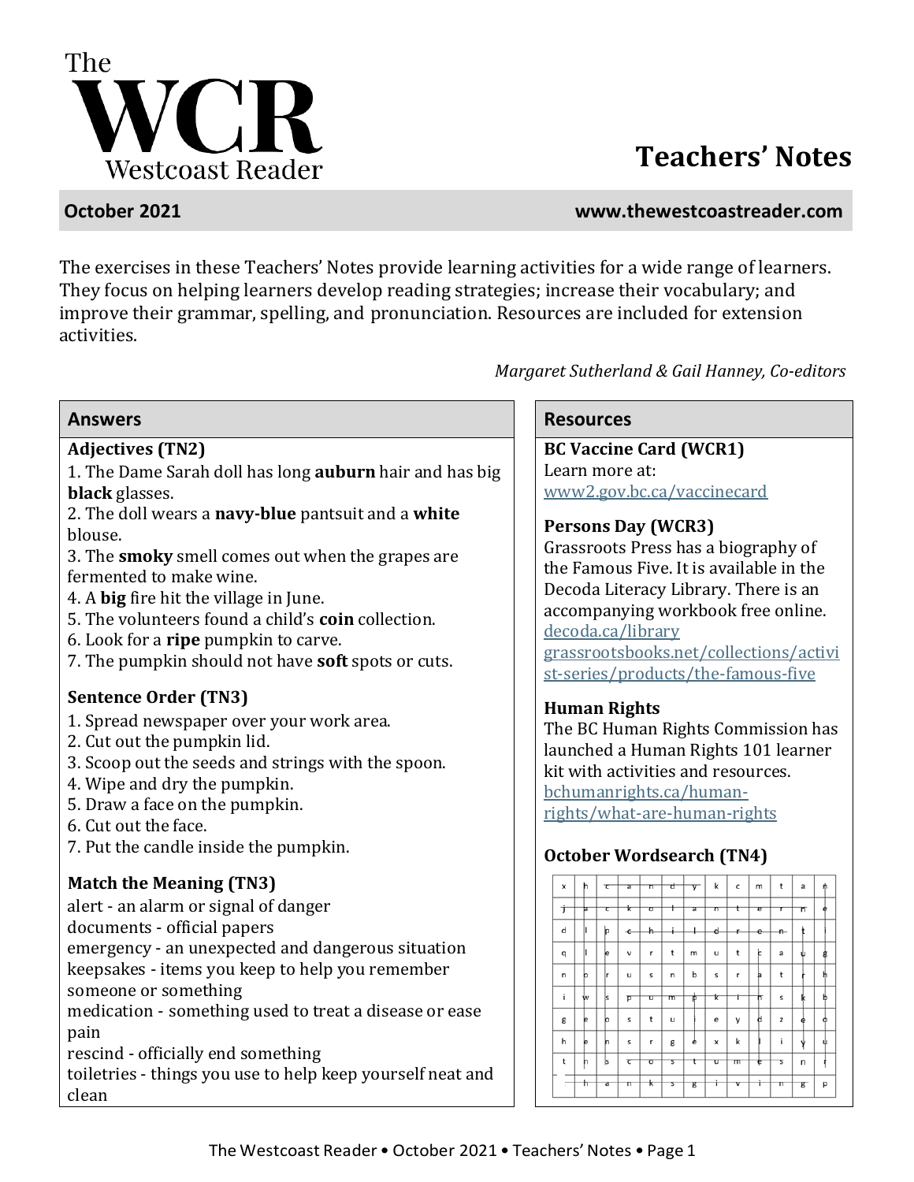# The WCR Westcoast Reader

# Teachers' Notes

**October 2021** **www.thewestcoastreader.com**

The exercises in these Teachers' Notes provide learning activities for a wide range of learners. They focus on helping learners develop reading strategies; increase their vocabulary; and improve their grammar, spelling, and pronunciation. Resources are included for extension activities.

*Margaret Sutherland & Gail Hanney, Co-editors*

## Answers

### Adjectives (TN2)

1. The Dame Sarah doll has long **auburn** hair and has big **black** glasses.
2. The doll wears a **navy-blue** pantsuit and a **white** blouse.
3. The **smoky** smell comes out when the grapes are fermented to make wine.
4. A **big** fire hit the village in June.
5. The volunteers found a child's **coin** collection.
6. Look for a **ripe** pumpkin to carve.
7. The pumpkin should not have **soft** spots or cuts.

### Sentence Order (TN3)

1. Spread newspaper over your work area.
2. Cut out the pumpkin lid.
3. Scoop out the seeds and strings with the spoon.
4. Wipe and dry the pumpkin.
5. Draw a face on the pumpkin.
6. Cut out the face.
7. Put the candle inside the pumpkin.

### Match the Meaning (TN3)

alert - an alarm or signal of danger
documents - official papers
emergency - an unexpected and dangerous situation
keepsakes - items you keep to help you remember someone or something
medication - something used to treat a disease or ease pain
rescind - officially end something
toiletries - things you use to help keep yourself neat and clean

## Resources

### BC Vaccine Card (WCR1)

Learn more at:
www2.gov.bc.ca/vaccinecard

### Persons Day (WCR3)

Grassroots Press has a biography of the Famous Five. It is available in the Decoda Literacy Library. There is an accompanying workbook free online.
decoda.ca/library
grassrootsbooks.net/collections/activist-series/products/the-famous-five

### Human Rights

The BC Human Rights Commission has launched a Human Rights 101 learner kit with activities and resources.
bchumanrights.ca/human-rights/what-are-human-rights

### October Wordsearch (TN4)

| x | h | c | a | n | d | y | k | c | m | t | a | n |
|---|---|---|---|---|---|---|---|---|---|---|---|---|
| j | a | c | k | o | l | a | n | t | e | r | n | e |
| d | l | p | c | h | i | l | d | r | e | n | t | i |
| q | l | e | v | r | t | m | u | t | c | a | u | g |
| n | o | r | u | s | n | b | s | r | a | t | r | h |
| i | w | s | p | u | m | p | k | i | n | s | k | b |
| g | e | o | s | t | u | l | e | y | d | z | e | o |
| h | e | n | s | r | g | e | x | k | l | i | y | u |
| t | n | s | c | o | s | t | u | m | e | s | n | r |
| t | h | a | n | k | s | g | i | v | i | n | g | p |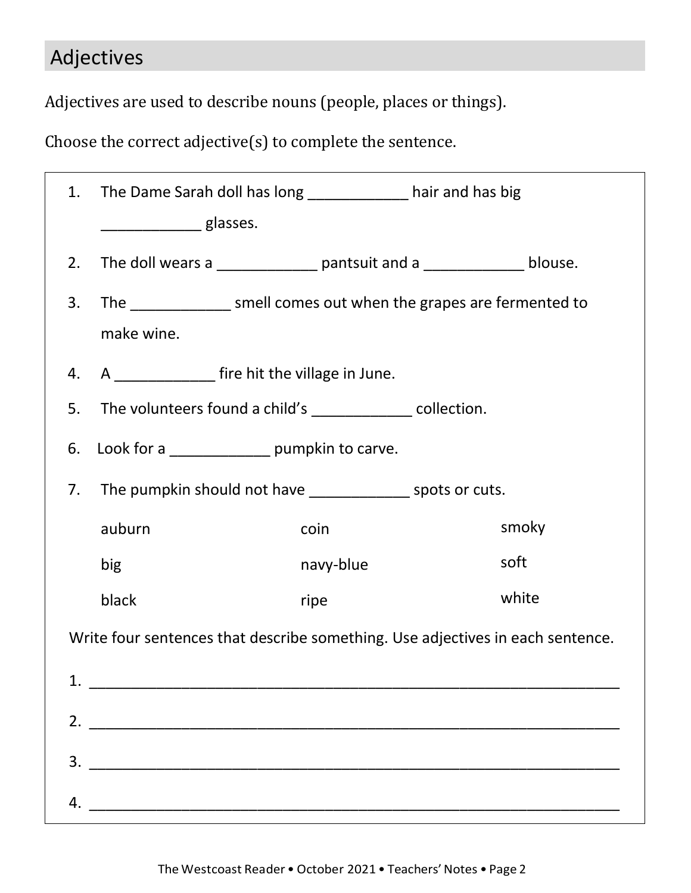## Adjectives

Adjectives are used to describe nouns (people, places or things).

Choose the correct adjective(s) to complete the sentence.

1. The Dame Sarah doll has long ____________ hair and has big ____________ glasses.
2. The doll wears a ____________ pantsuit and a ____________ blouse.
3. The ____________ smell comes out when the grapes are fermented to make wine.
4. A ____________ fire hit the village in June.
5. The volunteers found a child's ____________ collection.
6. Look for a ____________ pumpkin to carve.
7. The pumpkin should not have ____________ spots or cuts.

| | | |
|---|---|---|
| auburn | coin | smoky |
| big | navy-blue | soft |
| black | ripe | white |

Write four sentences that describe something. Use adjectives in each sentence.

1. ______________________________________________________________
2. ______________________________________________________________
3. ______________________________________________________________
4. ______________________________________________________________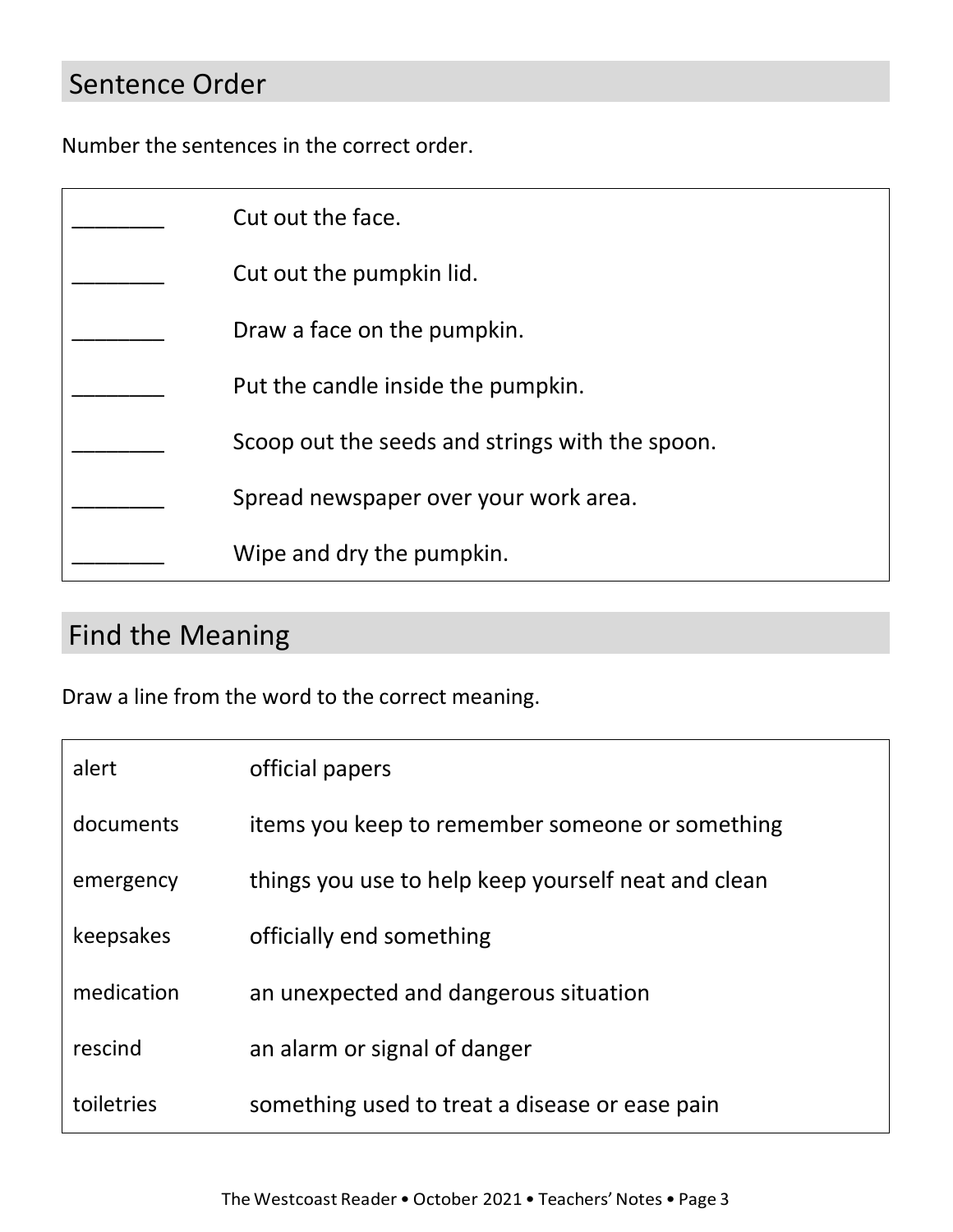## Sentence Order

Number the sentences in the correct order.

| | |
|---|---|
| ________ | Cut out the face. |
| ________ | Cut out the pumpkin lid. |
| ________ | Draw a face on the pumpkin. |
| ________ | Put the candle inside the pumpkin. |
| ________ | Scoop out the seeds and strings with the spoon. |
| ________ | Spread newspaper over your work area. |
| ________ | Wipe and dry the pumpkin. |

## Find the Meaning

Draw a line from the word to the correct meaning.

| | |
|---|---|
| alert | official papers |
| documents | items you keep to remember someone or something |
| emergency | things you use to help keep yourself neat and clean |
| keepsakes | officially end something |
| medication | an unexpected and dangerous situation |
| rescind | an alarm or signal of danger |
| toiletries | something used to treat a disease or ease pain |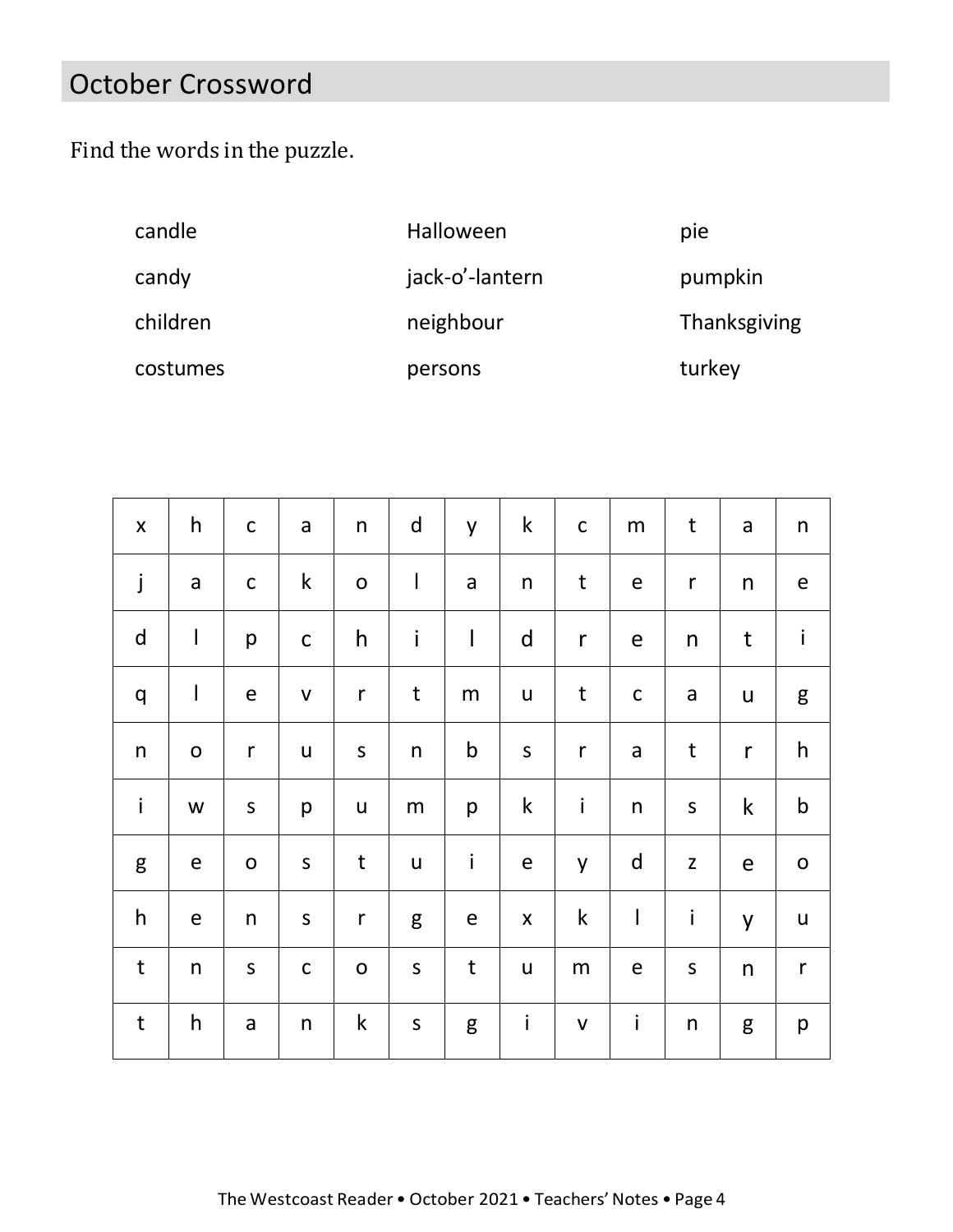## October Crossword

Find the words in the puzzle.

| | | |
|---|---|---|
| candle | Halloween | pie |
| candy | jack-o'-lantern | pumpkin |
| children | neighbour | Thanksgiving |
| costumes | persons | turkey |

| | | | | | | | | | | | | |
|---|---|---|---|---|---|---|---|---|---|---|---|---|
| x | h | c | a | n | d | y | k | c | m | t | a | n |
| j | a | c | k | o | l | a | n | t | e | r | n | e |
| d | l | p | c | h | i | l | d | r | e | n | t | i |
| q | l | e | v | r | t | m | u | t | c | a | u | g |
| n | o | r | u | s | n | b | s | r | a | t | r | h |
| i | w | s | p | u | m | p | k | i | n | s | k | b |
| g | e | o | s | t | u | i | e | y | d | z | e | o |
| h | e | n | s | r | g | e | x | k | l | i | y | u |
| t | n | s | c | o | s | t | u | m | e | s | n | r |
| t | h | a | n | k | s | g | i | v | i | n | g | p |